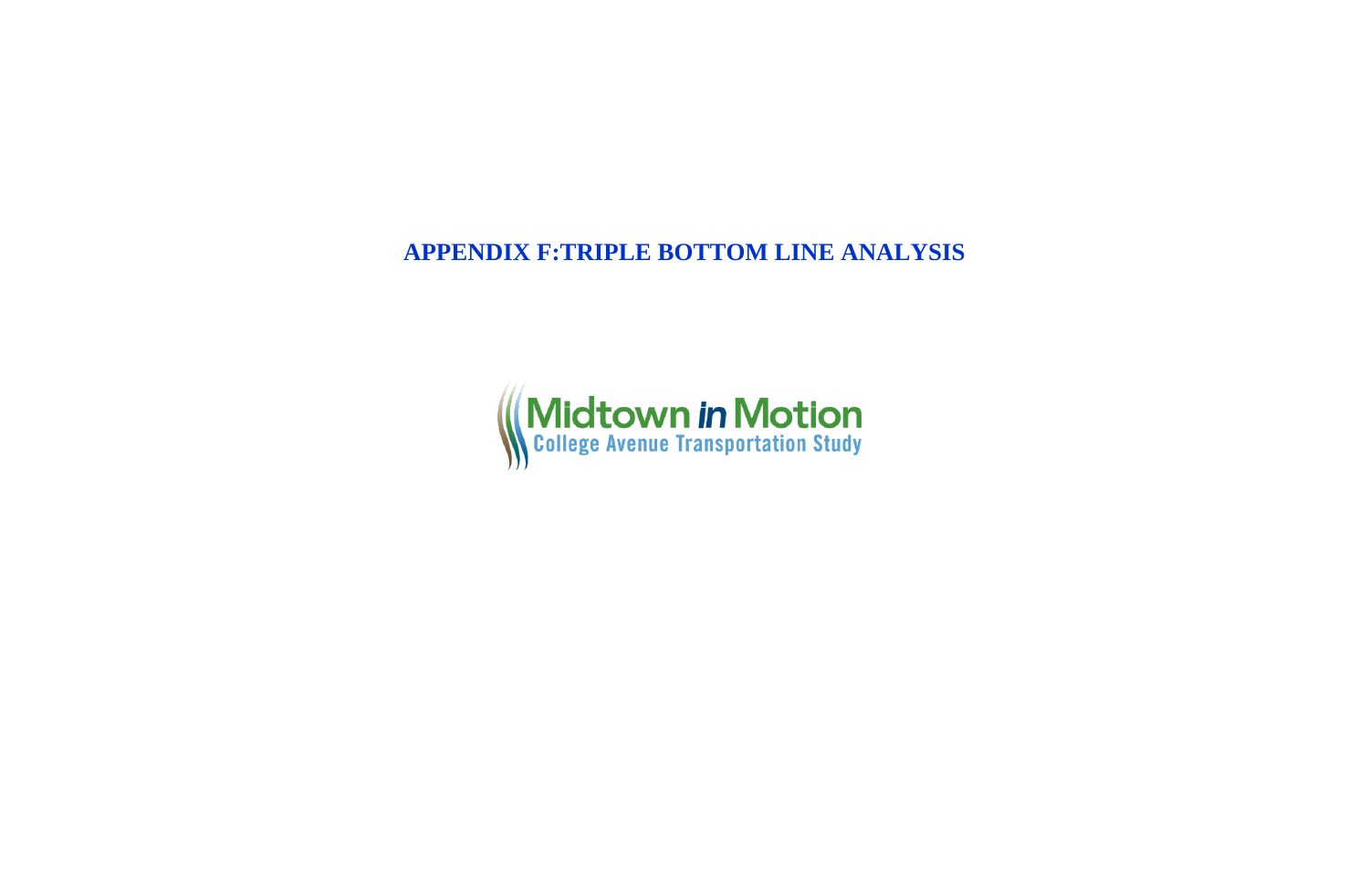# APPENDIX F:TRIPLE BOTTOM LINE ANALYSIS

Midtown *in* Motion

College Avenue Transportation Study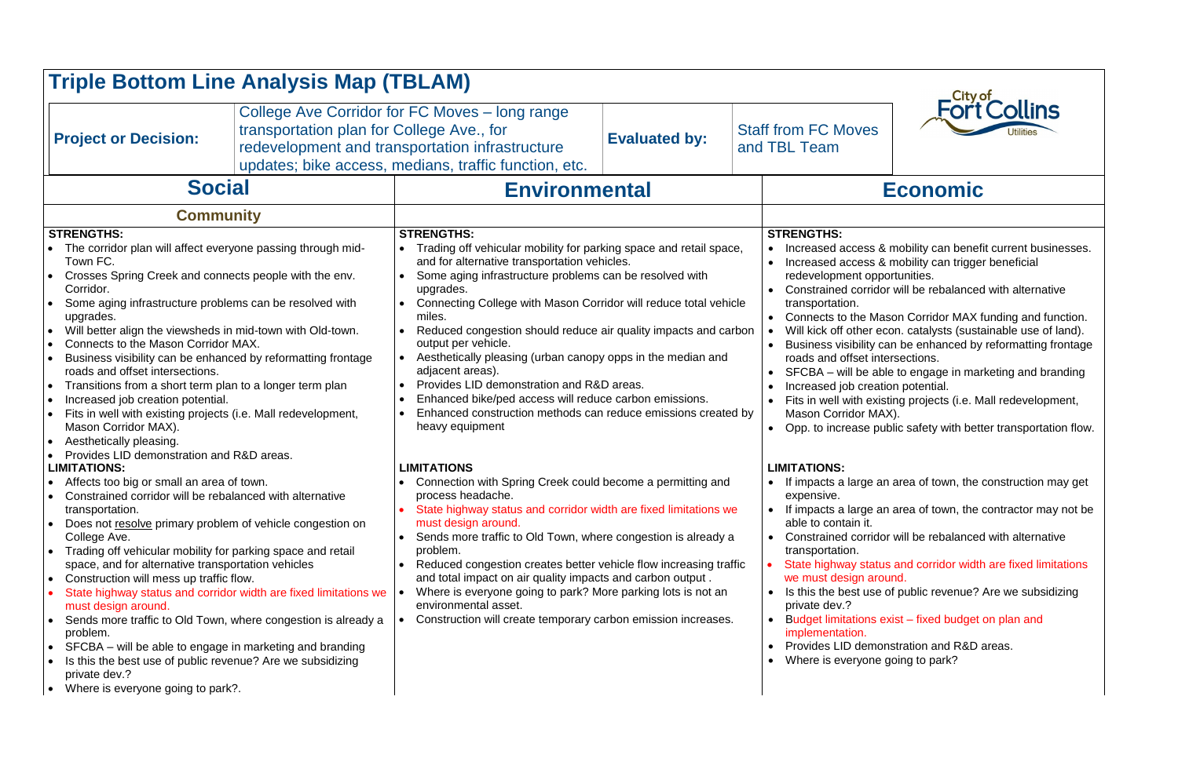# Triple Bottom Line Analysis Map (TBLAM)

| Project or Decision: | College Ave Corridor for FC Moves – long range transportation plan for College Ave., for redevelopment and transportation infrastructure updates; bike access, medians, traffic function, etc. | Evaluated by: | Staff from FC Moves and TBL Team |
|---|---|---|---|

City of Fort Collins Utilities

## Social

### Community

**STRENGTHS:**

- The corridor plan will affect everyone passing through mid-Town FC.
- Crosses Spring Creek and connects people with the env. Corridor.
- Some aging infrastructure problems can be resolved with upgrades.
- Will better align the viewsheds in mid-town with Old-town.
- Connects to the Mason Corridor MAX.
- Business visibility can be enhanced by reformatting frontage roads and offset intersections.
- Transitions from a short term plan to a longer term plan
- Increased job creation potential.
- Fits in well with existing projects (i.e. Mall redevelopment, Mason Corridor MAX).
- Aesthetically pleasing.
- Provides LID demonstration and R&D areas.

**LIMITATIONS:**

- Affects too big or small an area of town.
- Constrained corridor will be rebalanced with alternative transportation.
- Does not resolve primary problem of vehicle congestion on College Ave.
- Trading off vehicular mobility for parking space and retail space, and for alternative transportation vehicles
- Construction will mess up traffic flow.
- State highway status and corridor width are fixed limitations we must design around.
- Sends more traffic to Old Town, where congestion is already a problem.
- SFCBA – will be able to engage in marketing and branding
- Is this the best use of public revenue? Are we subsidizing private dev.?
- Where is everyone going to park?.

## Environmental

**STRENGTHS:**

- Trading off vehicular mobility for parking space and retail space, and for alternative transportation vehicles.
- Some aging infrastructure problems can be resolved with upgrades.
- Connecting College with Mason Corridor will reduce total vehicle miles.
- Reduced congestion should reduce air quality impacts and carbon output per vehicle.
- Aesthetically pleasing (urban canopy opps in the median and adjacent areas).
- Provides LID demonstration and R&D areas.
- Enhanced bike/ped access will reduce carbon emissions.
- Enhanced construction methods can reduce emissions created by heavy equipment

**LIMITATIONS**

- Connection with Spring Creek could become a permitting and process headache.
- State highway status and corridor width are fixed limitations we must design around.
- Sends more traffic to Old Town, where congestion is already a problem.
- Reduced congestion creates better vehicle flow increasing traffic and total impact on air quality impacts and carbon output .
- Where is everyone going to park? More parking lots is not an environmental asset.
- Construction will create temporary carbon emission increases.

## Economic

**STRENGTHS:**

- Increased access & mobility can benefit current businesses.
- Increased access & mobility can trigger beneficial redevelopment opportunities.
- Constrained corridor will be rebalanced with alternative transportation.
- Connects to the Mason Corridor MAX funding and function.
- Will kick off other econ. catalysts (sustainable use of land).
- Business visibility can be enhanced by reformatting frontage roads and offset intersections.
- SFCBA – will be able to engage in marketing and branding
- Increased job creation potential.
- Fits in well with existing projects (i.e. Mall redevelopment, Mason Corridor MAX).
- Opp. to increase public safety with better transportation flow.

**LIMITATIONS:**

- If impacts a large an area of town, the construction may get expensive.
- If impacts a large an area of town, the contractor may not be able to contain it.
- Constrained corridor will be rebalanced with alternative transportation.
- State highway status and corridor width are fixed limitations we must design around.
- Is this the best use of public revenue? Are we subsidizing private dev.?
- Budget limitations exist – fixed budget on plan and implementation.
- Provides LID demonstration and R&D areas.
- Where is everyone going to park?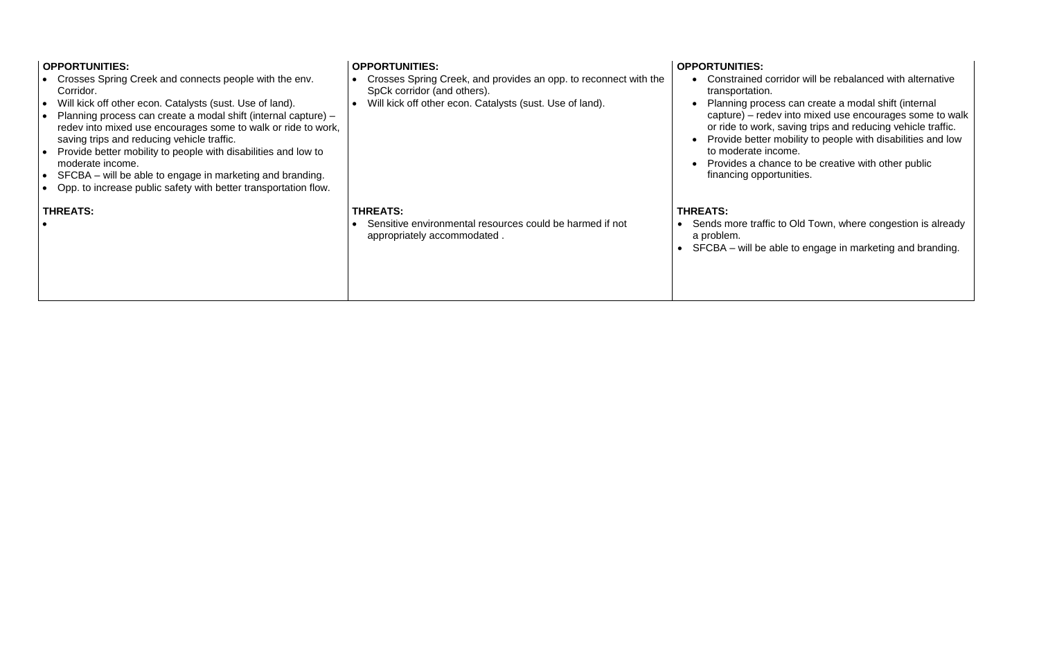| | | |
|---|---|---|
| **OPPORTUNITIES:**<br>• Crosses Spring Creek and connects people with the env. Corridor.<br>• Will kick off other econ. Catalysts (sust. Use of land).<br>• Planning process can create a modal shift (internal capture) – redev into mixed use encourages some to walk or ride to work, saving trips and reducing vehicle traffic.<br>• Provide better mobility to people with disabilities and low to moderate income.<br>• SFCBA – will be able to engage in marketing and branding.<br>• Opp. to increase public safety with better transportation flow. | **OPPORTUNITIES:**<br>• Crosses Spring Creek, and provides an opp. to reconnect with the SpCk corridor (and others).<br>• Will kick off other econ. Catalysts (sust. Use of land). | **OPPORTUNITIES:**<br>• Constrained corridor will be rebalanced with alternative transportation.<br>• Planning process can create a modal shift (internal capture) – redev into mixed use encourages some to walk or ride to work, saving trips and reducing vehicle traffic.<br>• Provide better mobility to people with disabilities and low to moderate income.<br>• Provides a chance to be creative with other public financing opportunities. |
| **THREATS:**<br>• | **THREATS:**<br>• Sensitive environmental resources could be harmed if not appropriately accommodated . | **THREATS:**<br>• Sends more traffic to Old Town, where congestion is already a problem.<br>• SFCBA – will be able to engage in marketing and branding. |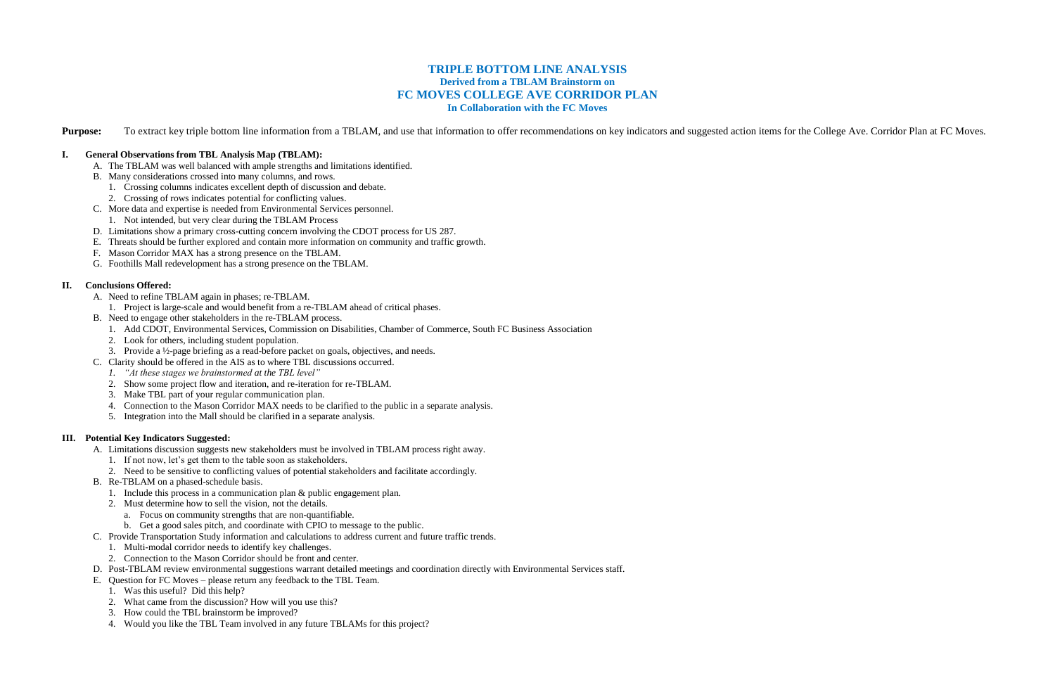# TRIPLE BOTTOM LINE ANALYSIS

## Derived from a TBLAM Brainstorm on

## FC MOVES COLLEGE AVE CORRIDOR PLAN

### In Collaboration with the FC Moves

**Purpose:** To extract key triple bottom line information from a TBLAM, and use that information to offer recommendations on key indicators and suggested action items for the College Ave. Corridor Plan at FC Moves.

## I. General Observations from TBL Analysis Map (TBLAM):

A. The TBLAM was well balanced with ample strengths and limitations identified.

B. Many considerations crossed into many columns, and rows.
   1. Crossing columns indicates excellent depth of discussion and debate.
   2. Crossing of rows indicates potential for conflicting values.

C. More data and expertise is needed from Environmental Services personnel.
   1. Not intended, but very clear during the TBLAM Process

D. Limitations show a primary cross-cutting concern involving the CDOT process for US 287.

E. Threats should be further explored and contain more information on community and traffic growth.

F. Mason Corridor MAX has a strong presence on the TBLAM.

G. Foothills Mall redevelopment has a strong presence on the TBLAM.

## II. Conclusions Offered:

A. Need to refine TBLAM again in phases; re-TBLAM.
   1. Project is large-scale and would benefit from a re-TBLAM ahead of critical phases.

B. Need to engage other stakeholders in the re-TBLAM process.
   1. Add CDOT, Environmental Services, Commission on Disabilities, Chamber of Commerce, South FC Business Association
   2. Look for others, including student population.
   3. Provide a ½-page briefing as a read-before packet on goals, objectives, and needs.

C. Clarity should be offered in the AIS as to where TBL discussions occurred.
   1. *"At these stages we brainstormed at the TBL level"*
   2. Show some project flow and iteration, and re-iteration for re-TBLAM.
   3. Make TBL part of your regular communication plan.
   4. Connection to the Mason Corridor MAX needs to be clarified to the public in a separate analysis.
   5. Integration into the Mall should be clarified in a separate analysis.

## III. Potential Key Indicators Suggested:

A. Limitations discussion suggests new stakeholders must be involved in TBLAM process right away.
   1. If not now, let's get them to the table soon as stakeholders.
   2. Need to be sensitive to conflicting values of potential stakeholders and facilitate accordingly.

B. Re-TBLAM on a phased-schedule basis.
   1. Include this process in a communication plan & public engagement plan.
   2. Must determine how to sell the vision, not the details.
      a. Focus on community strengths that are non-quantifiable.
      b. Get a good sales pitch, and coordinate with CPIO to message to the public.

C. Provide Transportation Study information and calculations to address current and future traffic trends.
   1. Multi-modal corridor needs to identify key challenges.
   2. Connection to the Mason Corridor should be front and center.

D. Post-TBLAM review environmental suggestions warrant detailed meetings and coordination directly with Environmental Services staff.

E. Question for FC Moves – please return any feedback to the TBL Team.
   1. Was this useful? Did this help?
   2. What came from the discussion? How will you use this?
   3. How could the TBL brainstorm be improved?
   4. Would you like the TBL Team involved in any future TBLAMs for this project?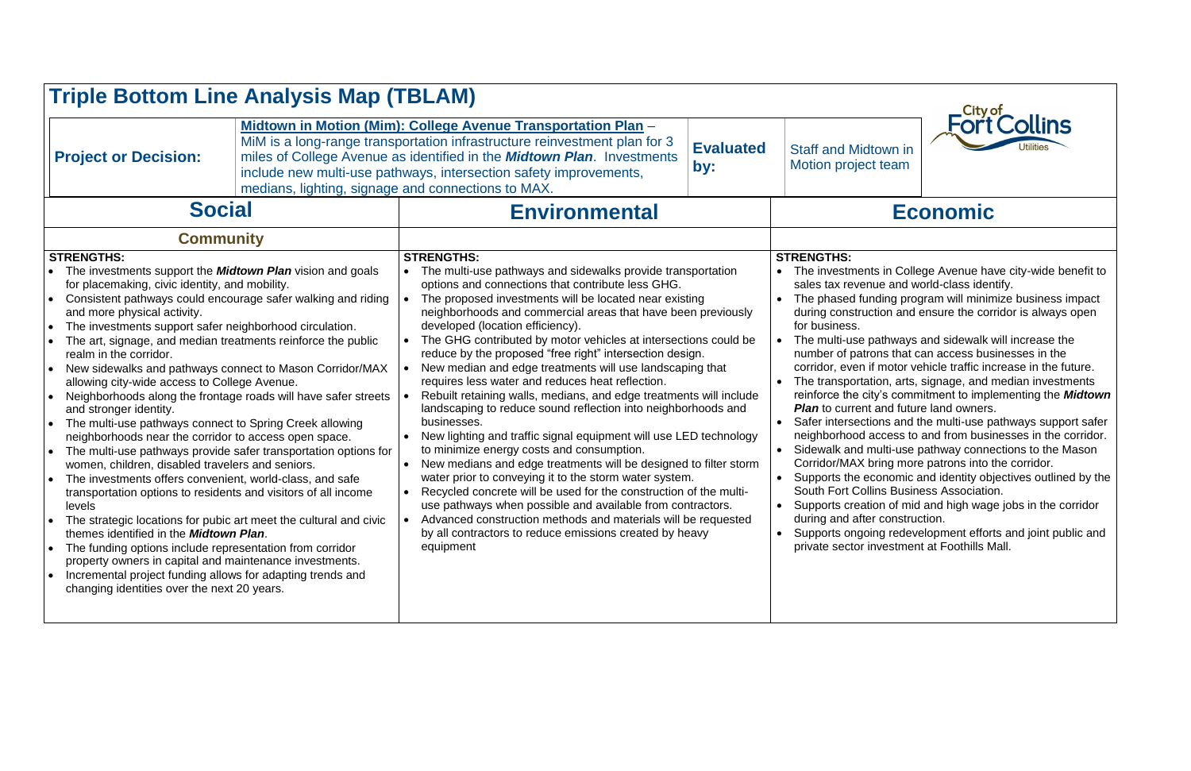# Triple Bottom Line Analysis Map (TBLAM)

| **Project or Decision:** | **Midtown in Motion (Mim): College Avenue Transportation Plan** – MiM is a long-range transportation infrastructure reinvestment plan for 3 miles of College Avenue as identified in the ***Midtown Plan***. Investments include new multi-use pathways, intersection safety improvements, medians, lighting, signage and connections to MAX. | **Evaluated by:** | Staff and Midtown in Motion project team |
|---|---|---|---|

City of Fort Collins Utilities

| Social | Environmental | Economic |
|---|---|---|
| **Community** | | |
| **STRENGTHS:**<br>• The investments support the ***Midtown Plan*** vision and goals for placemaking, civic identity, and mobility.<br>• Consistent pathways could encourage safer walking and riding and more physical activity.<br>• The investments support safer neighborhood circulation.<br>• The art, signage, and median treatments reinforce the public realm in the corridor.<br>• New sidewalks and pathways connect to Mason Corridor/MAX allowing city-wide access to College Avenue.<br>• Neighborhoods along the frontage roads will have safer streets and stronger identity.<br>• The multi-use pathways connect to Spring Creek allowing neighborhoods near the corridor to access open space.<br>• The multi-use pathways provide safer transportation options for women, children, disabled travelers and seniors.<br>• The investments offers convenient, world-class, and safe transportation options to residents and visitors of all income levels<br>• The strategic locations for pubic art meet the cultural and civic themes identified in the ***Midtown Plan***.<br>• The funding options include representation from corridor property owners in capital and maintenance investments.<br>• Incremental project funding allows for adapting trends and changing identities over the next 20 years. | **STRENGTHS:**<br>• The multi-use pathways and sidewalks provide transportation options and connections that contribute less GHG.<br>• The proposed investments will be located near existing neighborhoods and commercial areas that have been previously developed (location efficiency).<br>• The GHG contributed by motor vehicles at intersections could be reduce by the proposed "free right" intersection design.<br>• New median and edge treatments will use landscaping that requires less water and reduces heat reflection.<br>• Rebuilt retaining walls, medians, and edge treatments will include landscaping to reduce sound reflection into neighborhoods and businesses.<br>• New lighting and traffic signal equipment will use LED technology to minimize energy costs and consumption.<br>• New medians and edge treatments will be designed to filter storm water prior to conveying it to the storm water system.<br>• Recycled concrete will be used for the construction of the multi-use pathways when possible and available from contractors.<br>• Advanced construction methods and materials will be requested by all contractors to reduce emissions created by heavy equipment | **STRENGTHS:**<br>• The investments in College Avenue have city-wide benefit to sales tax revenue and world-class identify.<br>• The phased funding program will minimize business impact during construction and ensure the corridor is always open for business.<br>• The multi-use pathways and sidewalk will increase the number of patrons that can access businesses in the corridor, even if motor vehicle traffic increase in the future.<br>• The transportation, arts, signage, and median investments reinforce the city's commitment to implementing the ***Midtown Plan*** to current and future land owners.<br>• Safer intersections and the multi-use pathways support safer neighborhood access to and from businesses in the corridor.<br>• Sidewalk and multi-use pathway connections to the Mason Corridor/MAX bring more patrons into the corridor.<br>• Supports the economic and identity objectives outlined by the South Fort Collins Business Association.<br>• Supports creation of mid and high wage jobs in the corridor during and after construction.<br>• Supports ongoing redevelopment efforts and joint public and private sector investment at Foothills Mall. |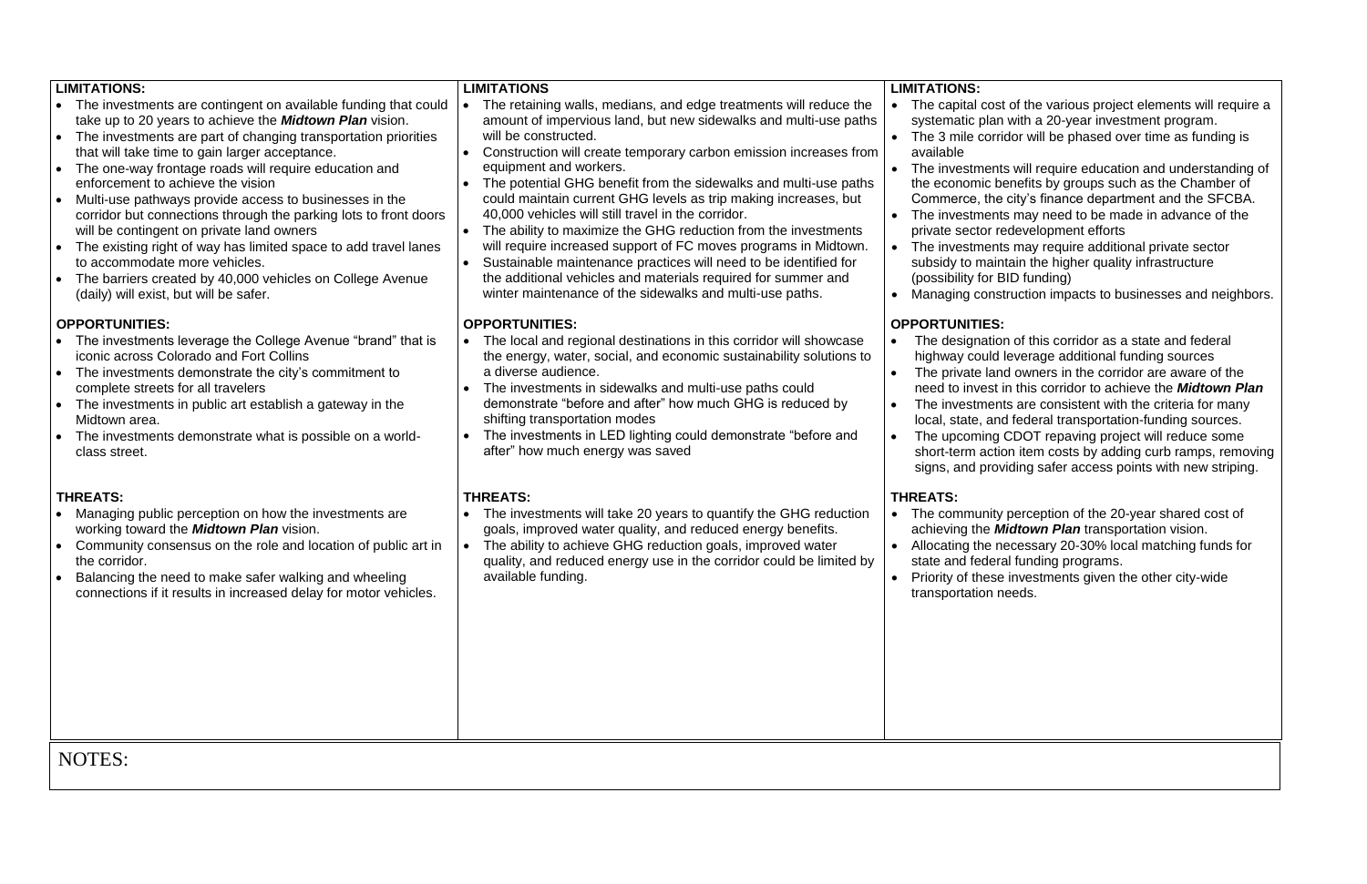| | | |
|---|---|---|
| **LIMITATIONS:**<br>• The investments are contingent on available funding that could take up to 20 years to achieve the ***Midtown Plan*** vision.<br>• The investments are part of changing transportation priorities that will take time to gain larger acceptance.<br>• The one-way frontage roads will require education and enforcement to achieve the vision<br>• Multi-use pathways provide access to businesses in the corridor but connections through the parking lots to front doors will be contingent on private land owners<br>• The existing right of way has limited space to add travel lanes to accommodate more vehicles.<br>• The barriers created by 40,000 vehicles on College Avenue (daily) will exist, but will be safer.<br><br>**OPPORTUNITIES:**<br>• The investments leverage the College Avenue "brand" that is iconic across Colorado and Fort Collins<br>• The investments demonstrate the city's commitment to complete streets for all travelers<br>• The investments in public art establish a gateway in the Midtown area.<br>• The investments demonstrate what is possible on a world-class street.<br><br>**THREATS:**<br>• Managing public perception on how the investments are working toward the ***Midtown Plan*** vision.<br>• Community consensus on the role and location of public art in the corridor.<br>• Balancing the need to make safer walking and wheeling connections if it results in increased delay for motor vehicles. | **LIMITATIONS**<br>• The retaining walls, medians, and edge treatments will reduce the amount of impervious land, but new sidewalks and multi-use paths will be constructed.<br>• Construction will create temporary carbon emission increases from equipment and workers.<br>• The potential GHG benefit from the sidewalks and multi-use paths could maintain current GHG levels as trip making increases, but 40,000 vehicles will still travel in the corridor.<br>• The ability to maximize the GHG reduction from the investments will require increased support of FC moves programs in Midtown.<br>• Sustainable maintenance practices will need to be identified for the additional vehicles and materials required for summer and winter maintenance of the sidewalks and multi-use paths.<br><br>**OPPORTUNITIES:**<br>• The local and regional destinations in this corridor will showcase the energy, water, social, and economic sustainability solutions to a diverse audience.<br>• The investments in sidewalks and multi-use paths could demonstrate "before and after" how much GHG is reduced by shifting transportation modes<br>• The investments in LED lighting could demonstrate "before and after" how much energy was saved<br><br>**THREATS:**<br>• The investments will take 20 years to quantify the GHG reduction goals, improved water quality, and reduced energy benefits.<br>• The ability to achieve GHG reduction goals, improved water quality, and reduced energy use in the corridor could be limited by available funding. | **LIMITATIONS:**<br>• The capital cost of the various project elements will require a systematic plan with a 20-year investment program.<br>• The 3 mile corridor will be phased over time as funding is available<br>• The investments will require education and understanding of the economic benefits by groups such as the Chamber of Commerce, the city's finance department and the SFCBA.<br>• The investments may need to be made in advance of the private sector redevelopment efforts<br>• The investments may require additional private sector subsidy to maintain the higher quality infrastructure (possibility for BID funding)<br>• Managing construction impacts to businesses and neighbors.<br><br>**OPPORTUNITIES:**<br>• The designation of this corridor as a state and federal highway could leverage additional funding sources<br>• The private land owners in the corridor are aware of the need to invest in this corridor to achieve the ***Midtown Plan***<br>• The investments are consistent with the criteria for many local, state, and federal transportation-funding sources.<br>• The upcoming CDOT repaving project will reduce some short-term action item costs by adding curb ramps, removing signs, and providing safer access points with new striping.<br><br>**THREATS:**<br>• The community perception of the 20-year shared cost of achieving the ***Midtown Plan*** transportation vision.<br>• Allocating the necessary 20-30% local matching funds for state and federal funding programs.<br>• Priority of these investments given the other city-wide transportation needs. |

NOTES: